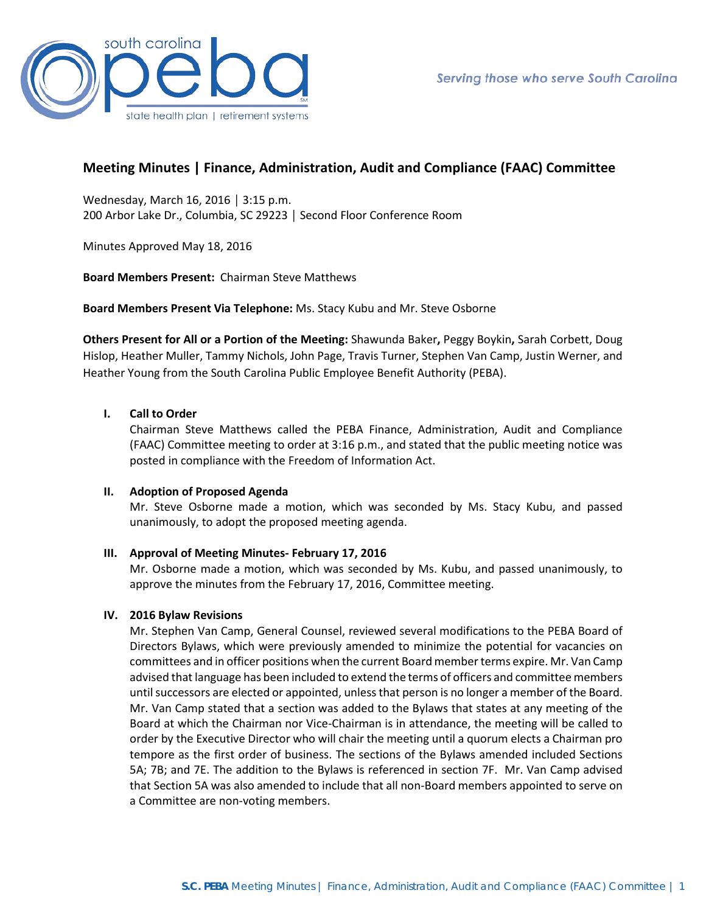# Meeting Minutes | Finance, Administration, Audit and Compliance (FAAC) Committee

Wednesday, March 16, 2016 │ 3:15 p.m.
200 Arbor Lake Dr., Columbia, SC 29223 │ Second Floor Conference Room

Minutes Approved May 18, 2016

**Board Members Present:** Chairman Steve Matthews

**Board Members Present Via Telephone:** Ms. Stacy Kubu and Mr. Steve Osborne

**Others Present for All or a Portion of the Meeting:** Shawunda Baker**,** Peggy Boykin**,** Sarah Corbett, Doug Hislop, Heather Muller, Tammy Nichols, John Page, Travis Turner, Stephen Van Camp, Justin Werner, and Heather Young from the South Carolina Public Employee Benefit Authority (PEBA).

**I. Call to Order**

Chairman Steve Matthews called the PEBA Finance, Administration, Audit and Compliance (FAAC) Committee meeting to order at 3:16 p.m., and stated that the public meeting notice was posted in compliance with the Freedom of Information Act.

**II. Adoption of Proposed Agenda**

Mr. Steve Osborne made a motion, which was seconded by Ms. Stacy Kubu, and passed unanimously, to adopt the proposed meeting agenda.

**III. Approval of Meeting Minutes- February 17, 2016**

Mr. Osborne made a motion, which was seconded by Ms. Kubu, and passed unanimously, to approve the minutes from the February 17, 2016, Committee meeting.

**IV. 2016 Bylaw Revisions**

Mr. Stephen Van Camp, General Counsel, reviewed several modifications to the PEBA Board of Directors Bylaws, which were previously amended to minimize the potential for vacancies on committees and in officer positions when the current Board member terms expire. Mr. Van Camp advised that language has been included to extend the terms of officers and committee members until successors are elected or appointed, unless that person is no longer a member of the Board. Mr. Van Camp stated that a section was added to the Bylaws that states at any meeting of the Board at which the Chairman nor Vice-Chairman is in attendance, the meeting will be called to order by the Executive Director who will chair the meeting until a quorum elects a Chairman pro tempore as the first order of business. The sections of the Bylaws amended included Sections 5A; 7B; and 7E. The addition to the Bylaws is referenced in section 7F. Mr. Van Camp advised that Section 5A was also amended to include that all non-Board members appointed to serve on a Committee are non-voting members.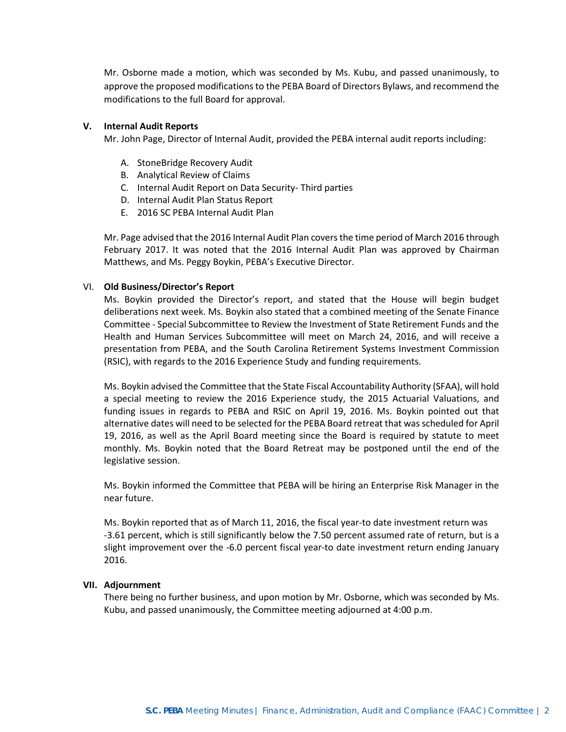Mr. Osborne made a motion, which was seconded by Ms. Kubu, and passed unanimously, to approve the proposed modifications to the PEBA Board of Directors Bylaws, and recommend the modifications to the full Board for approval.

**V. Internal Audit Reports**

Mr. John Page, Director of Internal Audit, provided the PEBA internal audit reports including:

A. StoneBridge Recovery Audit
B. Analytical Review of Claims
C. Internal Audit Report on Data Security- Third parties
D. Internal Audit Plan Status Report
E. 2016 SC PEBA Internal Audit Plan

Mr. Page advised that the 2016 Internal Audit Plan covers the time period of March 2016 through February 2017. It was noted that the 2016 Internal Audit Plan was approved by Chairman Matthews, and Ms. Peggy Boykin, PEBA's Executive Director.

VI. **Old Business/Director's Report**

Ms. Boykin provided the Director's report, and stated that the House will begin budget deliberations next week. Ms. Boykin also stated that a combined meeting of the Senate Finance Committee - Special Subcommittee to Review the Investment of State Retirement Funds and the Health and Human Services Subcommittee will meet on March 24, 2016, and will receive a presentation from PEBA, and the South Carolina Retirement Systems Investment Commission (RSIC), with regards to the 2016 Experience Study and funding requirements.

Ms. Boykin advised the Committee that the State Fiscal Accountability Authority (SFAA), will hold a special meeting to review the 2016 Experience study, the 2015 Actuarial Valuations, and funding issues in regards to PEBA and RSIC on April 19, 2016. Ms. Boykin pointed out that alternative dates will need to be selected for the PEBA Board retreat that was scheduled for April 19, 2016, as well as the April Board meeting since the Board is required by statute to meet monthly. Ms. Boykin noted that the Board Retreat may be postponed until the end of the legislative session.

Ms. Boykin informed the Committee that PEBA will be hiring an Enterprise Risk Manager in the near future.

Ms. Boykin reported that as of March 11, 2016, the fiscal year-to date investment return was -3.61 percent, which is still significantly below the 7.50 percent assumed rate of return, but is a slight improvement over the -6.0 percent fiscal year-to date investment return ending January 2016.

**VII. Adjournment**

There being no further business, and upon motion by Mr. Osborne, which was seconded by Ms. Kubu, and passed unanimously, the Committee meeting adjourned at 4:00 p.m.